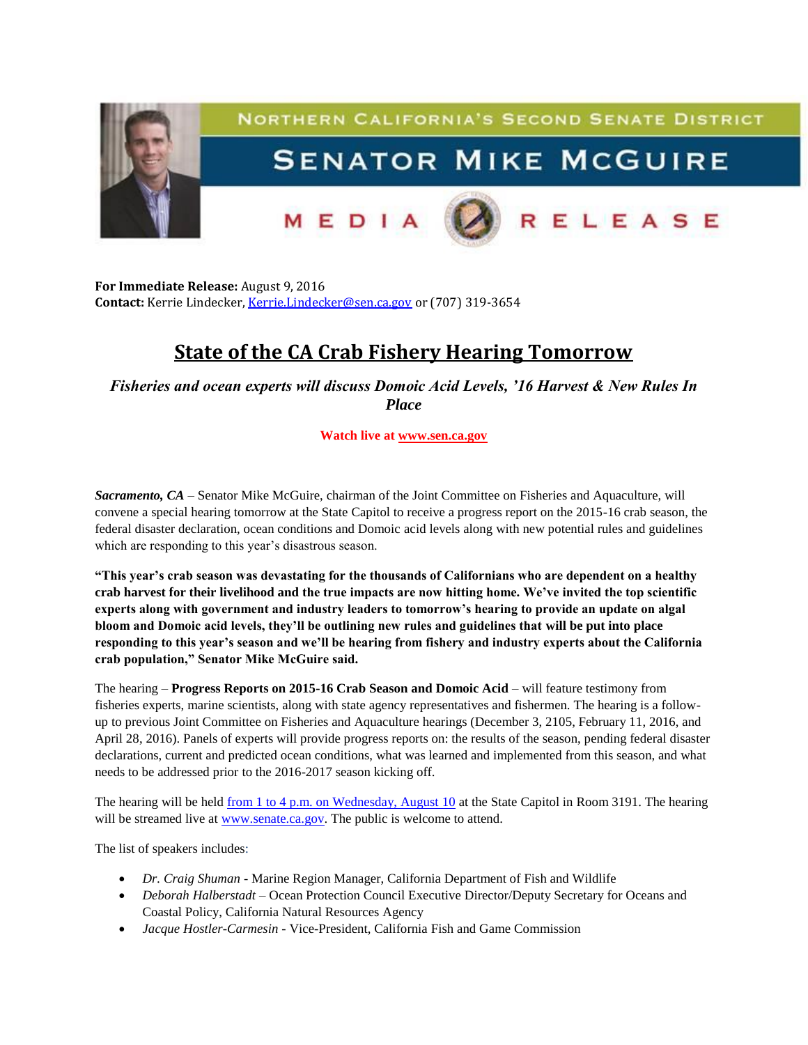NORTHERN CALIFORNIA'S SECOND SENATE DISTRICT

SENATOR MIKE MCGUIRE

MEDIA RELEASE

**For Immediate Release:** August 9, 2016
**Contact:** Kerrie Lindecker, Kerrie.Lindecker@sen.ca.gov or (707) 319-3654

# State of the CA Crab Fishery Hearing Tomorrow

***Fisheries and ocean experts will discuss Domoic Acid Levels, '16 Harvest & New Rules In Place***

**Watch live at www.sen.ca.gov**

***Sacramento, CA*** – Senator Mike McGuire, chairman of the Joint Committee on Fisheries and Aquaculture, will convene a special hearing tomorrow at the State Capitol to receive a progress report on the 2015-16 crab season, the federal disaster declaration, ocean conditions and Domoic acid levels along with new potential rules and guidelines which are responding to this year's disastrous season.

**"This year's crab season was devastating for the thousands of Californians who are dependent on a healthy crab harvest for their livelihood and the true impacts are now hitting home. We've invited the top scientific experts along with government and industry leaders to tomorrow's hearing to provide an update on algal bloom and Domoic acid levels, they'll be outlining new rules and guidelines that will be put into place responding to this year's season and we'll be hearing from fishery and industry experts about the California crab population," Senator Mike McGuire said.**

The hearing – **Progress Reports on 2015-16 Crab Season and Domoic Acid** – will feature testimony from fisheries experts, marine scientists, along with state agency representatives and fishermen. The hearing is a follow-up to previous Joint Committee on Fisheries and Aquaculture hearings (December 3, 2105, February 11, 2016, and April 28, 2016). Panels of experts will provide progress reports on: the results of the season, pending federal disaster declarations, current and predicted ocean conditions, what was learned and implemented from this season, and what needs to be addressed prior to the 2016-2017 season kicking off.

The hearing will be held from 1 to 4 p.m. on Wednesday, August 10 at the State Capitol in Room 3191. The hearing will be streamed live at www.senate.ca.gov. The public is welcome to attend.

The list of speakers includes:

- *Dr. Craig Shuman* - Marine Region Manager, California Department of Fish and Wildlife
- *Deborah Halberstadt* – Ocean Protection Council Executive Director/Deputy Secretary for Oceans and Coastal Policy, California Natural Resources Agency
- *Jacque Hostler-Carmesin* - Vice-President, California Fish and Game Commission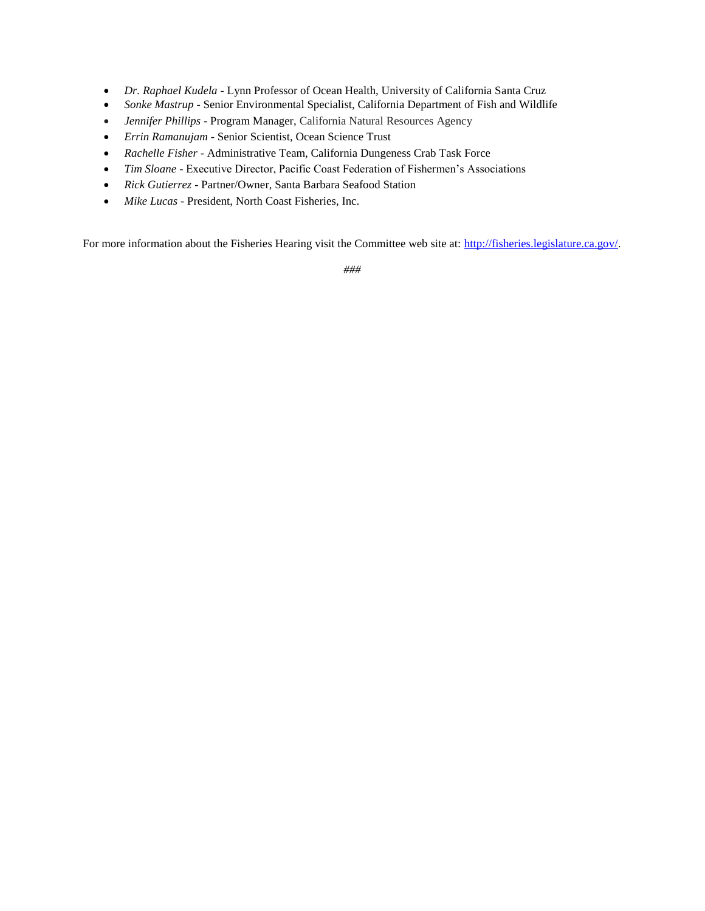- *Dr. Raphael Kudela* - Lynn Professor of Ocean Health, University of California Santa Cruz
- *Sonke Mastrup* - Senior Environmental Specialist, California Department of Fish and Wildlife
- *Jennifer Phillips* - Program Manager, California Natural Resources Agency
- *Errin Ramanujam* - Senior Scientist, Ocean Science Trust
- *Rachelle Fisher* - Administrative Team, California Dungeness Crab Task Force
- *Tim Sloane* - Executive Director, Pacific Coast Federation of Fishermen's Associations
- *Rick Gutierrez* - Partner/Owner, Santa Barbara Seafood Station
- *Mike Lucas* - President, North Coast Fisheries, Inc.

For more information about the Fisheries Hearing visit the Committee web site at: [http://fisheries.legislature.ca.gov/](http://fisheries.legislature.ca.gov/).

###